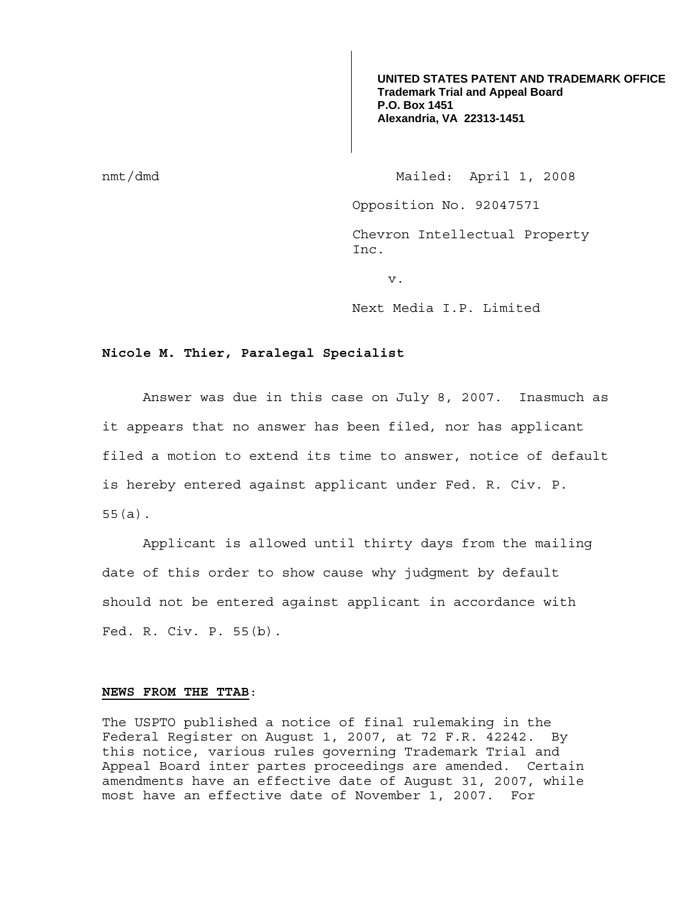**UNITED STATES PATENT AND TRADEMARK OFFICE**
**Trademark Trial and Appeal Board**
**P.O. Box 1451**
**Alexandria, VA 22313-1451**

nmt/dmd

Mailed: April 1, 2008

Opposition No. 92047571

Chevron Intellectual Property Inc.

v.

Next Media I.P. Limited

**Nicole M. Thier, Paralegal Specialist**

Answer was due in this case on July 8, 2007. Inasmuch as it appears that no answer has been filed, nor has applicant filed a motion to extend its time to answer, notice of default is hereby entered against applicant under Fed. R. Civ. P. 55(a).

Applicant is allowed until thirty days from the mailing date of this order to show cause why judgment by default should not be entered against applicant in accordance with Fed. R. Civ. P. 55(b).

**NEWS FROM THE TTAB**:

The USPTO published a notice of final rulemaking in the Federal Register on August 1, 2007, at 72 F.R. 42242. By this notice, various rules governing Trademark Trial and Appeal Board inter partes proceedings are amended. Certain amendments have an effective date of August 31, 2007, while most have an effective date of November 1, 2007. For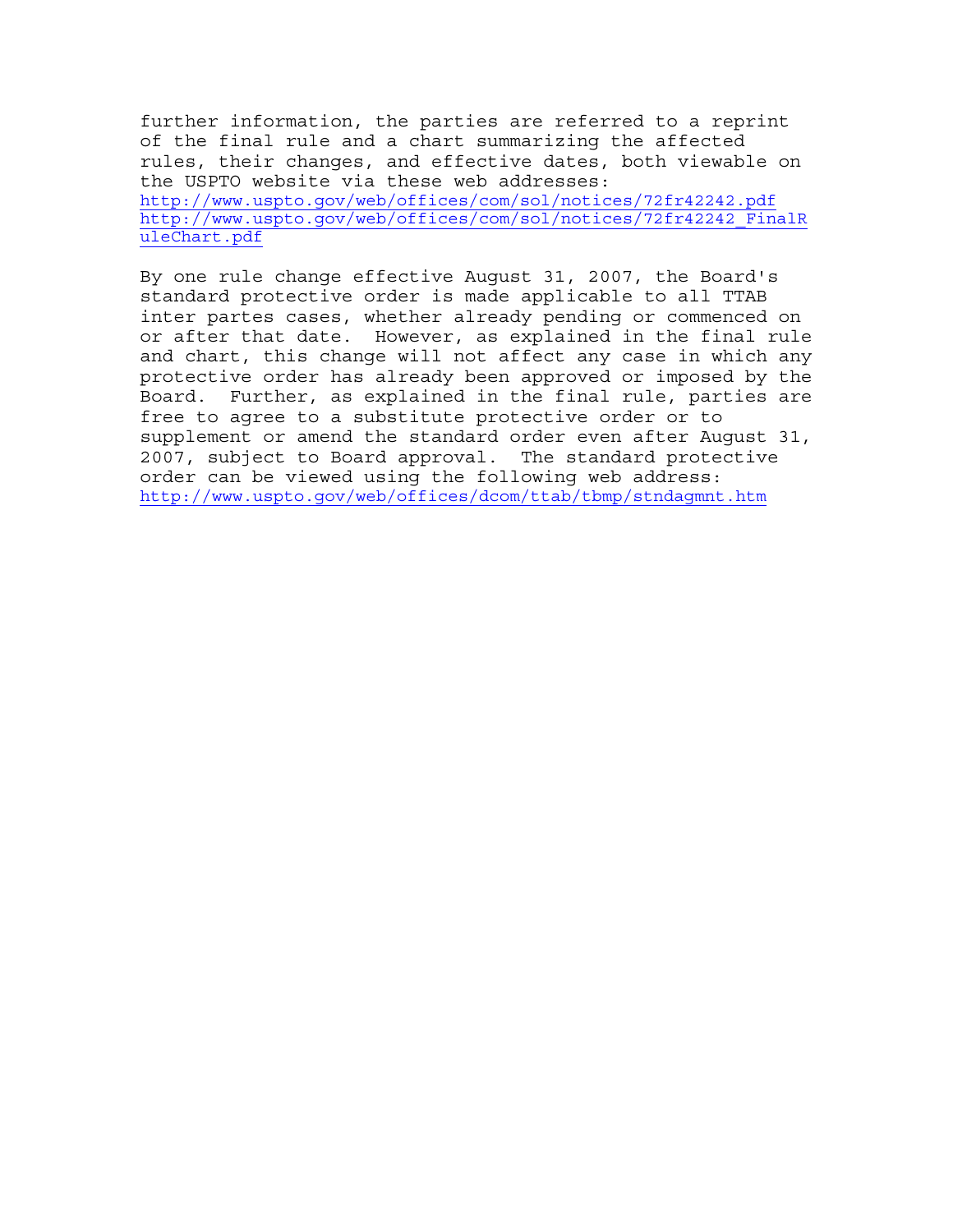further information, the parties are referred to a reprint of the final rule and a chart summarizing the affected rules, their changes, and effective dates, both viewable on the USPTO website via these web addresses:
http://www.uspto.gov/web/offices/com/sol/notices/72fr42242.pdf
http://www.uspto.gov/web/offices/com/sol/notices/72fr42242_FinalRuleChart.pdf

By one rule change effective August 31, 2007, the Board's standard protective order is made applicable to all TTAB inter partes cases, whether already pending or commenced on or after that date. However, as explained in the final rule and chart, this change will not affect any case in which any protective order has already been approved or imposed by the Board. Further, as explained in the final rule, parties are free to agree to a substitute protective order or to supplement or amend the standard order even after August 31, 2007, subject to Board approval. The standard protective order can be viewed using the following web address:
http://www.uspto.gov/web/offices/dcom/ttab/tbmp/stndagmnt.htm